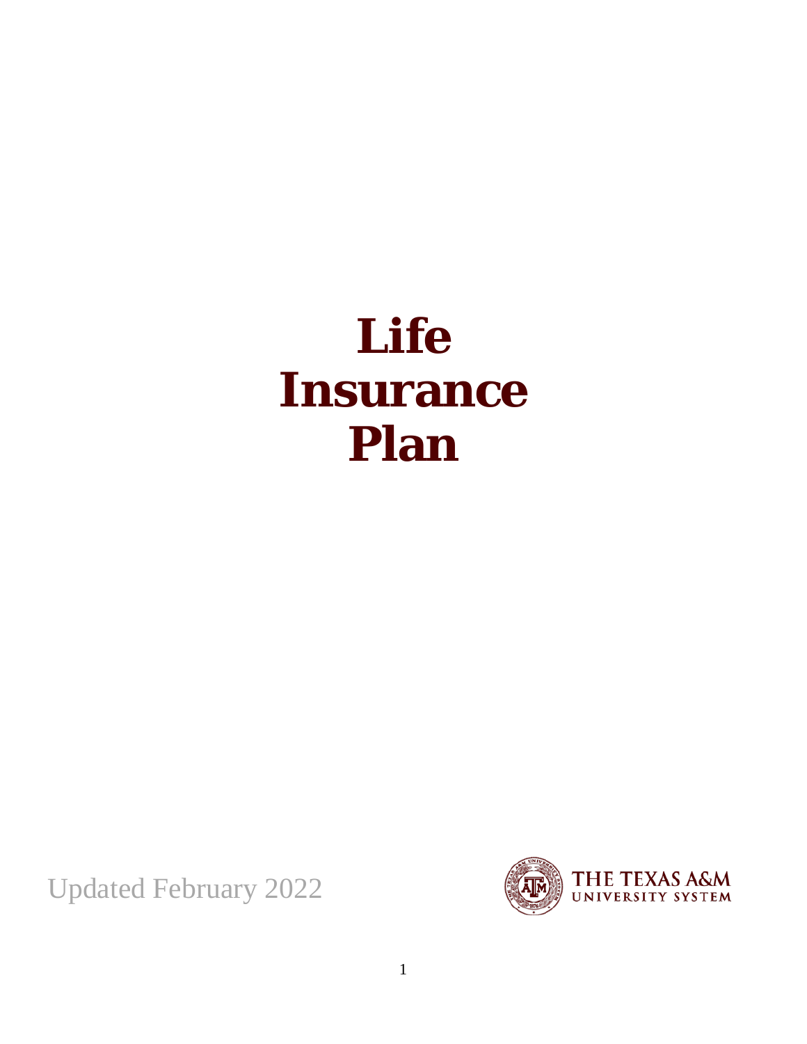# Life Insurance Plan

Updated February 2022

THE TEXAS A&M UNIVERSITY SYSTEM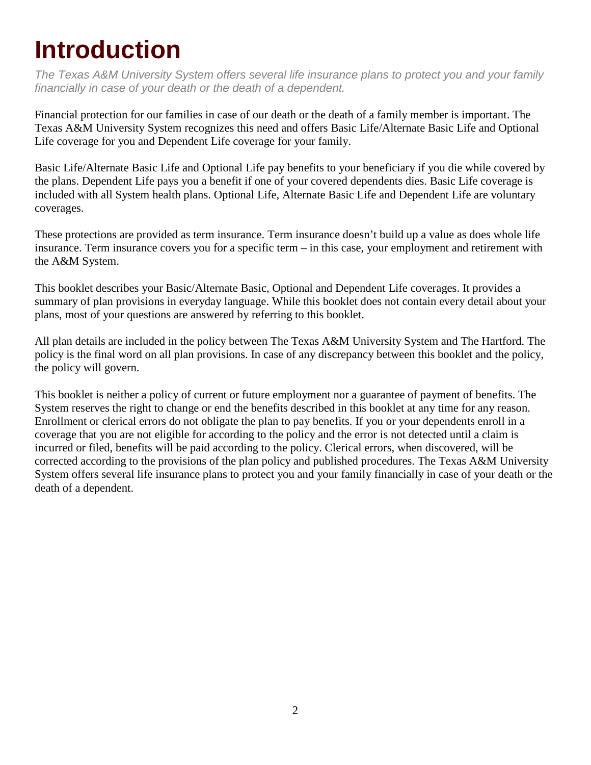# Introduction

*The Texas A&M University System offers several life insurance plans to protect you and your family financially in case of your death or the death of a dependent.*

Financial protection for our families in case of our death or the death of a family member is important. The Texas A&M University System recognizes this need and offers Basic Life/Alternate Basic Life and Optional Life coverage for you and Dependent Life coverage for your family.

Basic Life/Alternate Basic Life and Optional Life pay benefits to your beneficiary if you die while covered by the plans. Dependent Life pays you a benefit if one of your covered dependents dies. Basic Life coverage is included with all System health plans. Optional Life, Alternate Basic Life and Dependent Life are voluntary coverages.

These protections are provided as term insurance. Term insurance doesn't build up a value as does whole life insurance. Term insurance covers you for a specific term – in this case, your employment and retirement with the A&M System.

This booklet describes your Basic/Alternate Basic, Optional and Dependent Life coverages. It provides a summary of plan provisions in everyday language. While this booklet does not contain every detail about your plans, most of your questions are answered by referring to this booklet.

All plan details are included in the policy between The Texas A&M University System and The Hartford. The policy is the final word on all plan provisions. In case of any discrepancy between this booklet and the policy, the policy will govern.

This booklet is neither a policy of current or future employment nor a guarantee of payment of benefits. The System reserves the right to change or end the benefits described in this booklet at any time for any reason. Enrollment or clerical errors do not obligate the plan to pay benefits. If you or your dependents enroll in a coverage that you are not eligible for according to the policy and the error is not detected until a claim is incurred or filed, benefits will be paid according to the policy. Clerical errors, when discovered, will be corrected according to the provisions of the plan policy and published procedures. The Texas A&M University System offers several life insurance plans to protect you and your family financially in case of your death or the death of a dependent.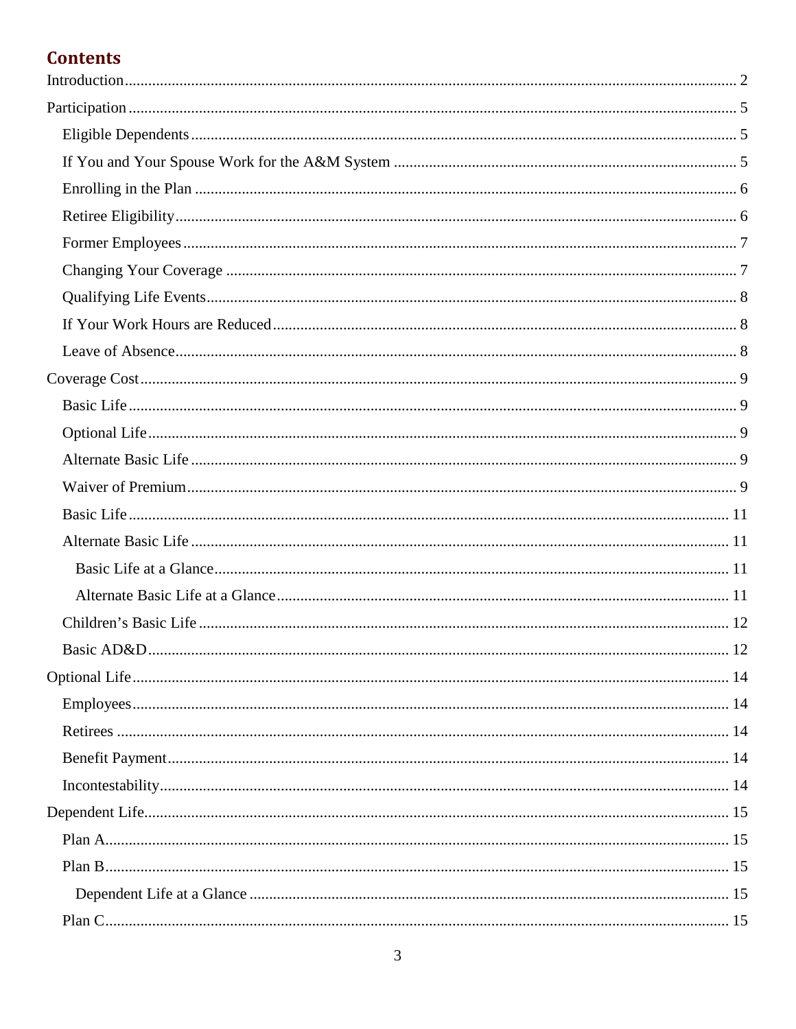# Contents

Introduction ........................................................ 2

Participation ........................................................ 5

- Eligible Dependents ........................................................ 5
- If You and Your Spouse Work for the A&M System ........................................................ 5
- Enrolling in the Plan ........................................................ 6
- Retiree Eligibility ........................................................ 6
- Former Employees ........................................................ 7
- Changing Your Coverage ........................................................ 7
- Qualifying Life Events ........................................................ 8
- If Your Work Hours are Reduced ........................................................ 8
- Leave of Absence ........................................................ 8

Coverage Cost ........................................................ 9

- Basic Life ........................................................ 9
- Optional Life ........................................................ 9
- Alternate Basic Life ........................................................ 9
- Waiver of Premium ........................................................ 9
- Basic Life ........................................................ 11
- Alternate Basic Life ........................................................ 11
  - Basic Life at a Glance ........................................................ 11
  - Alternate Basic Life at a Glance ........................................................ 11
- Children's Basic Life ........................................................ 12
- Basic AD&D ........................................................ 12

Optional Life ........................................................ 14

- Employees ........................................................ 14
- Retirees ........................................................ 14
- Benefit Payment ........................................................ 14
- Incontestability ........................................................ 14

Dependent Life ........................................................ 15

- Plan A ........................................................ 15
- Plan B ........................................................ 15
  - Dependent Life at a Glance ........................................................ 15
- Plan C ........................................................ 15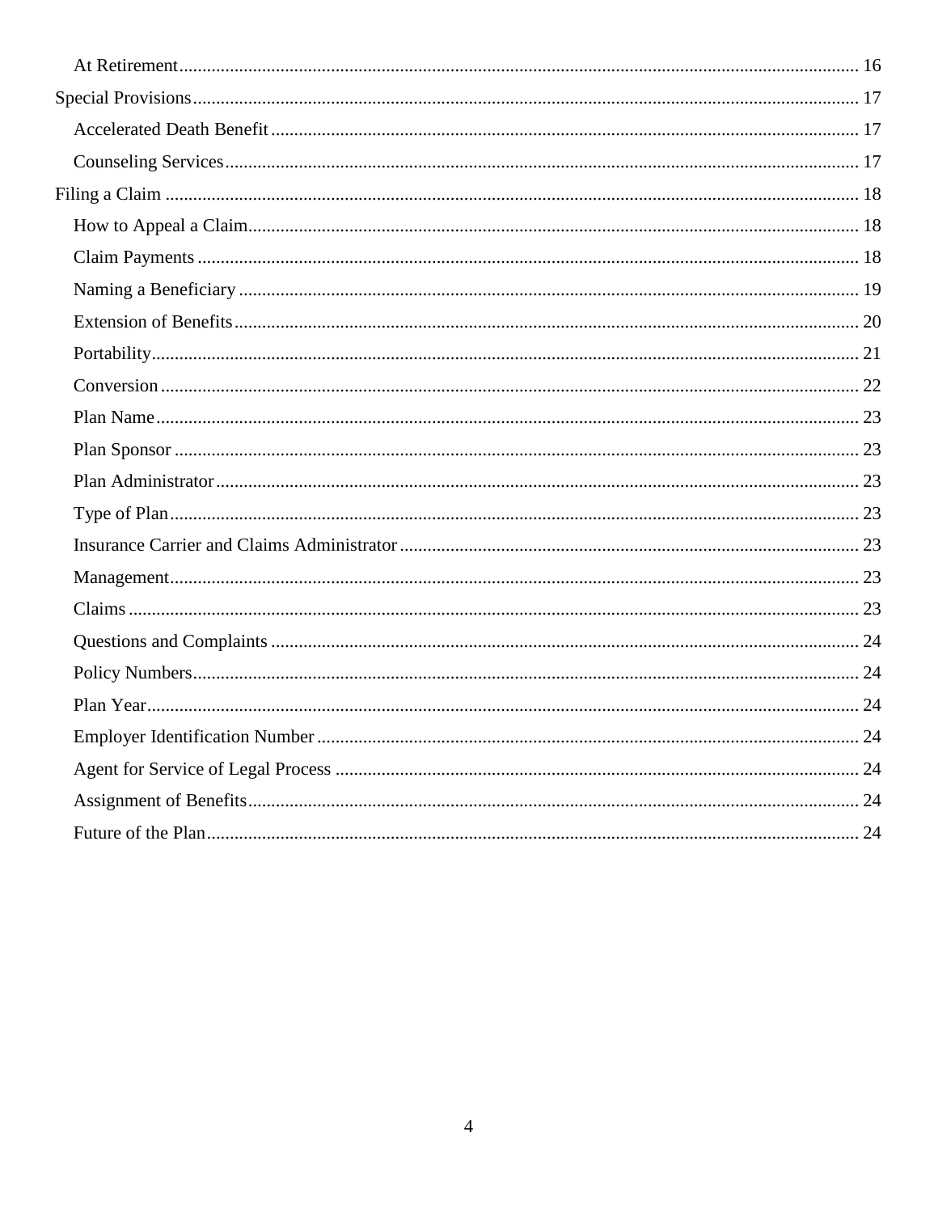- At Retirement ... 16
- Special Provisions ... 17
  - Accelerated Death Benefit ... 17
  - Counseling Services ... 17
- Filing a Claim ... 18
  - How to Appeal a Claim ... 18
  - Claim Payments ... 18
  - Naming a Beneficiary ... 19
  - Extension of Benefits ... 20
  - Portability ... 21
  - Conversion ... 22
  - Plan Name ... 23
  - Plan Sponsor ... 23
  - Plan Administrator ... 23
  - Type of Plan ... 23
  - Insurance Carrier and Claims Administrator ... 23
  - Management ... 23
  - Claims ... 23
  - Questions and Complaints ... 24
  - Policy Numbers ... 24
  - Plan Year ... 24
  - Employer Identification Number ... 24
  - Agent for Service of Legal Process ... 24
  - Assignment of Benefits ... 24
  - Future of the Plan ... 24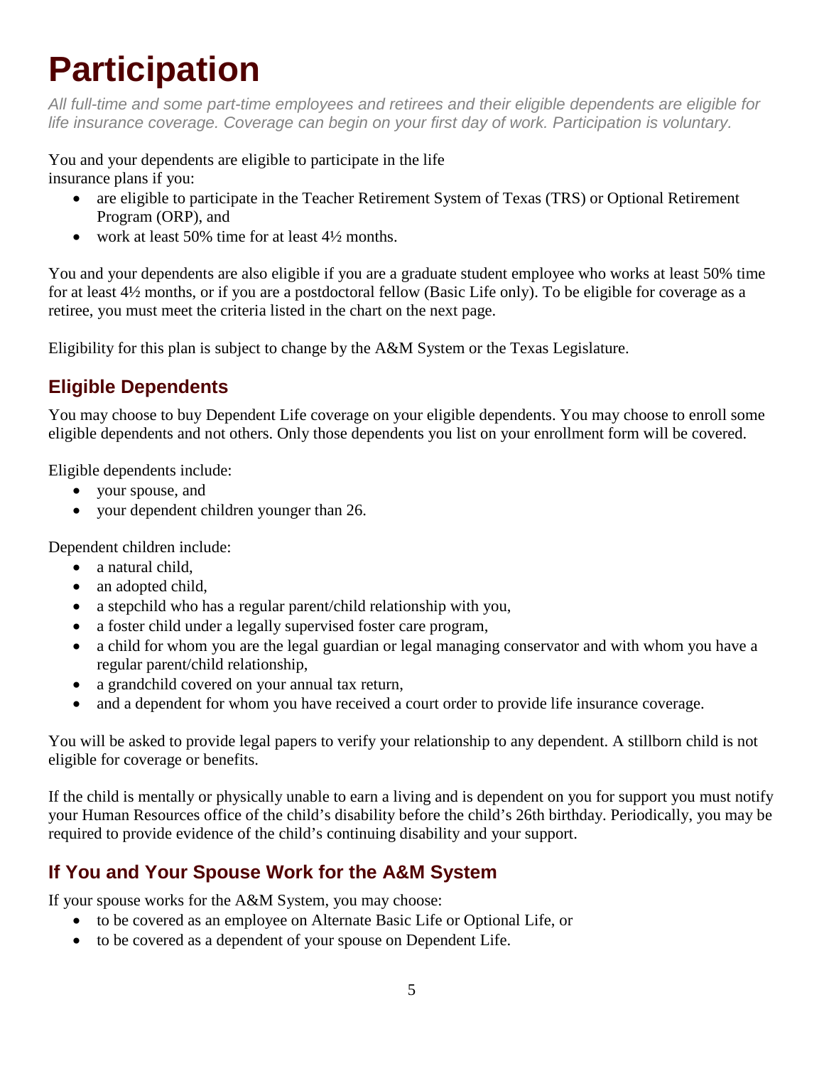# Participation

*All full-time and some part-time employees and retirees and their eligible dependents are eligible for life insurance coverage. Coverage can begin on your first day of work. Participation is voluntary.*

You and your dependents are eligible to participate in the life insurance plans if you:

- are eligible to participate in the Teacher Retirement System of Texas (TRS) or Optional Retirement Program (ORP), and
- work at least 50% time for at least 4½ months.

You and your dependents are also eligible if you are a graduate student employee who works at least 50% time for at least 4½ months, or if you are a postdoctoral fellow (Basic Life only). To be eligible for coverage as a retiree, you must meet the criteria listed in the chart on the next page.

Eligibility for this plan is subject to change by the A&M System or the Texas Legislature.

## Eligible Dependents

You may choose to buy Dependent Life coverage on your eligible dependents. You may choose to enroll some eligible dependents and not others. Only those dependents you list on your enrollment form will be covered.

Eligible dependents include:

- your spouse, and
- your dependent children younger than 26.

Dependent children include:

- a natural child,
- an adopted child,
- a stepchild who has a regular parent/child relationship with you,
- a foster child under a legally supervised foster care program,
- a child for whom you are the legal guardian or legal managing conservator and with whom you have a regular parent/child relationship,
- a grandchild covered on your annual tax return,
- and a dependent for whom you have received a court order to provide life insurance coverage.

You will be asked to provide legal papers to verify your relationship to any dependent. A stillborn child is not eligible for coverage or benefits.

If the child is mentally or physically unable to earn a living and is dependent on you for support you must notify your Human Resources office of the child's disability before the child's 26th birthday. Periodically, you may be required to provide evidence of the child's continuing disability and your support.

## If You and Your Spouse Work for the A&M System

If your spouse works for the A&M System, you may choose:

- to be covered as an employee on Alternate Basic Life or Optional Life, or
- to be covered as a dependent of your spouse on Dependent Life.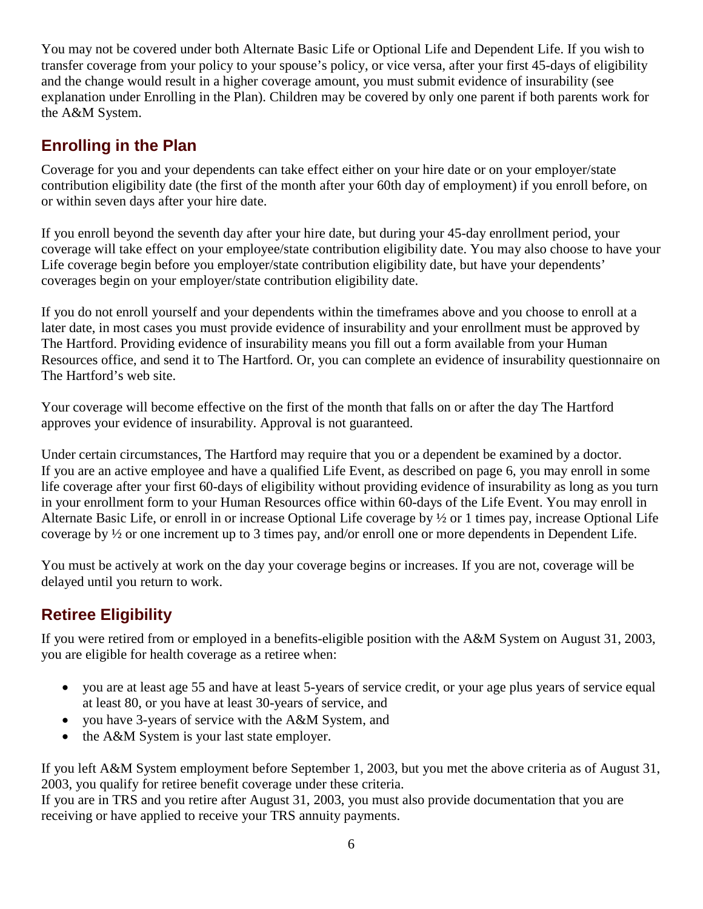You may not be covered under both Alternate Basic Life or Optional Life and Dependent Life. If you wish to transfer coverage from your policy to your spouse's policy, or vice versa, after your first 45-days of eligibility and the change would result in a higher coverage amount, you must submit evidence of insurability (see explanation under Enrolling in the Plan). Children may be covered by only one parent if both parents work for the A&M System.

## Enrolling in the Plan

Coverage for you and your dependents can take effect either on your hire date or on your employer/state contribution eligibility date (the first of the month after your 60th day of employment) if you enroll before, on or within seven days after your hire date.

If you enroll beyond the seventh day after your hire date, but during your 45-day enrollment period, your coverage will take effect on your employee/state contribution eligibility date. You may also choose to have your Life coverage begin before you employer/state contribution eligibility date, but have your dependents' coverages begin on your employer/state contribution eligibility date.

If you do not enroll yourself and your dependents within the timeframes above and you choose to enroll at a later date, in most cases you must provide evidence of insurability and your enrollment must be approved by The Hartford. Providing evidence of insurability means you fill out a form available from your Human Resources office, and send it to The Hartford. Or, you can complete an evidence of insurability questionnaire on The Hartford's web site.

Your coverage will become effective on the first of the month that falls on or after the day The Hartford approves your evidence of insurability. Approval is not guaranteed.

Under certain circumstances, The Hartford may require that you or a dependent be examined by a doctor. If you are an active employee and have a qualified Life Event, as described on page 6, you may enroll in some life coverage after your first 60-days of eligibility without providing evidence of insurability as long as you turn in your enrollment form to your Human Resources office within 60-days of the Life Event. You may enroll in Alternate Basic Life, or enroll in or increase Optional Life coverage by ½ or 1 times pay, increase Optional Life coverage by ½ or one increment up to 3 times pay, and/or enroll one or more dependents in Dependent Life.

You must be actively at work on the day your coverage begins or increases. If you are not, coverage will be delayed until you return to work.

## Retiree Eligibility

If you were retired from or employed in a benefits-eligible position with the A&M System on August 31, 2003, you are eligible for health coverage as a retiree when:

- you are at least age 55 and have at least 5-years of service credit, or your age plus years of service equal at least 80, or you have at least 30-years of service, and
- you have 3-years of service with the A&M System, and
- the A&M System is your last state employer.

If you left A&M System employment before September 1, 2003, but you met the above criteria as of August 31, 2003, you qualify for retiree benefit coverage under these criteria.
If you are in TRS and you retire after August 31, 2003, you must also provide documentation that you are receiving or have applied to receive your TRS annuity payments.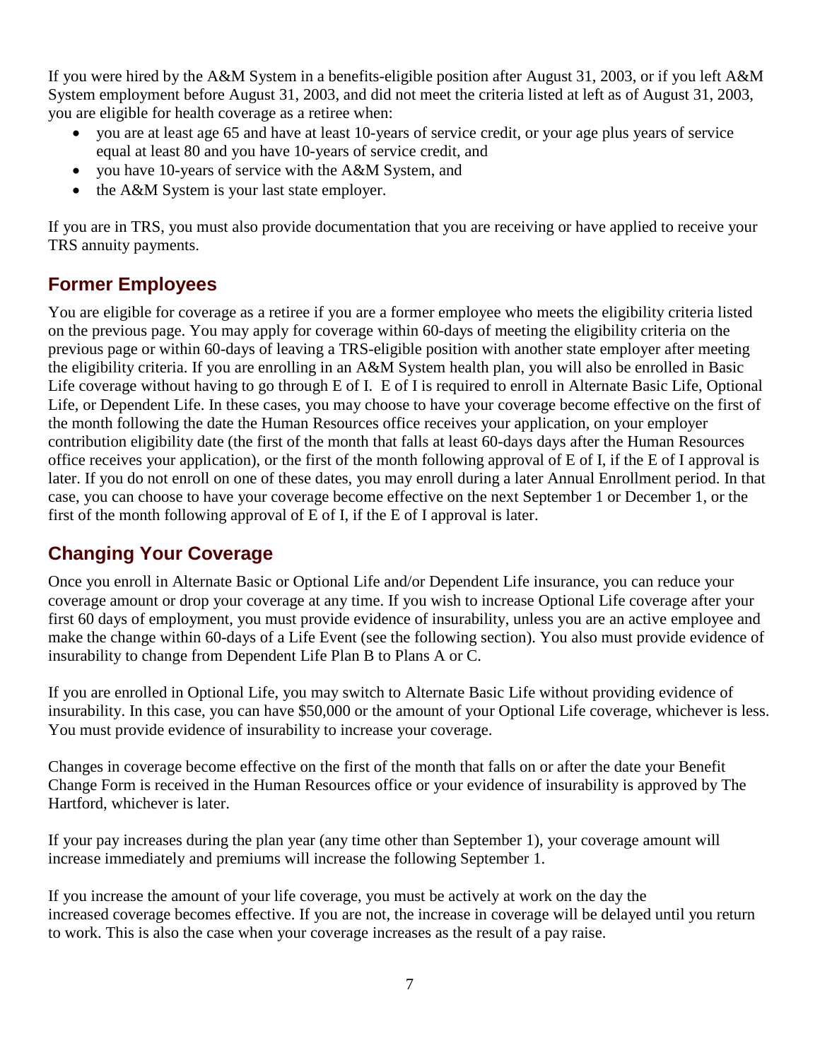If you were hired by the A&M System in a benefits-eligible position after August 31, 2003, or if you left A&M System employment before August 31, 2003, and did not meet the criteria listed at left as of August 31, 2003, you are eligible for health coverage as a retiree when:

- you are at least age 65 and have at least 10-years of service credit, or your age plus years of service equal at least 80 and you have 10-years of service credit, and
- you have 10-years of service with the A&M System, and
- the A&M System is your last state employer.

If you are in TRS, you must also provide documentation that you are receiving or have applied to receive your TRS annuity payments.

## Former Employees

You are eligible for coverage as a retiree if you are a former employee who meets the eligibility criteria listed on the previous page. You may apply for coverage within 60-days of meeting the eligibility criteria on the previous page or within 60-days of leaving a TRS-eligible position with another state employer after meeting the eligibility criteria. If you are enrolling in an A&M System health plan, you will also be enrolled in Basic Life coverage without having to go through E of I. E of I is required to enroll in Alternate Basic Life, Optional Life, or Dependent Life. In these cases, you may choose to have your coverage become effective on the first of the month following the date the Human Resources office receives your application, on your employer contribution eligibility date (the first of the month that falls at least 60-days days after the Human Resources office receives your application), or the first of the month following approval of E of I, if the E of I approval is later. If you do not enroll on one of these dates, you may enroll during a later Annual Enrollment period. In that case, you can choose to have your coverage become effective on the next September 1 or December 1, or the first of the month following approval of E of I, if the E of I approval is later.

## Changing Your Coverage

Once you enroll in Alternate Basic or Optional Life and/or Dependent Life insurance, you can reduce your coverage amount or drop your coverage at any time. If you wish to increase Optional Life coverage after your first 60 days of employment, you must provide evidence of insurability, unless you are an active employee and make the change within 60-days of a Life Event (see the following section). You also must provide evidence of insurability to change from Dependent Life Plan B to Plans A or C.

If you are enrolled in Optional Life, you may switch to Alternate Basic Life without providing evidence of insurability. In this case, you can have $50,000 or the amount of your Optional Life coverage, whichever is less. You must provide evidence of insurability to increase your coverage.

Changes in coverage become effective on the first of the month that falls on or after the date your Benefit Change Form is received in the Human Resources office or your evidence of insurability is approved by The Hartford, whichever is later.

If your pay increases during the plan year (any time other than September 1), your coverage amount will increase immediately and premiums will increase the following September 1.

If you increase the amount of your life coverage, you must be actively at work on the day the increased coverage becomes effective. If you are not, the increase in coverage will be delayed until you return to work. This is also the case when your coverage increases as the result of a pay raise.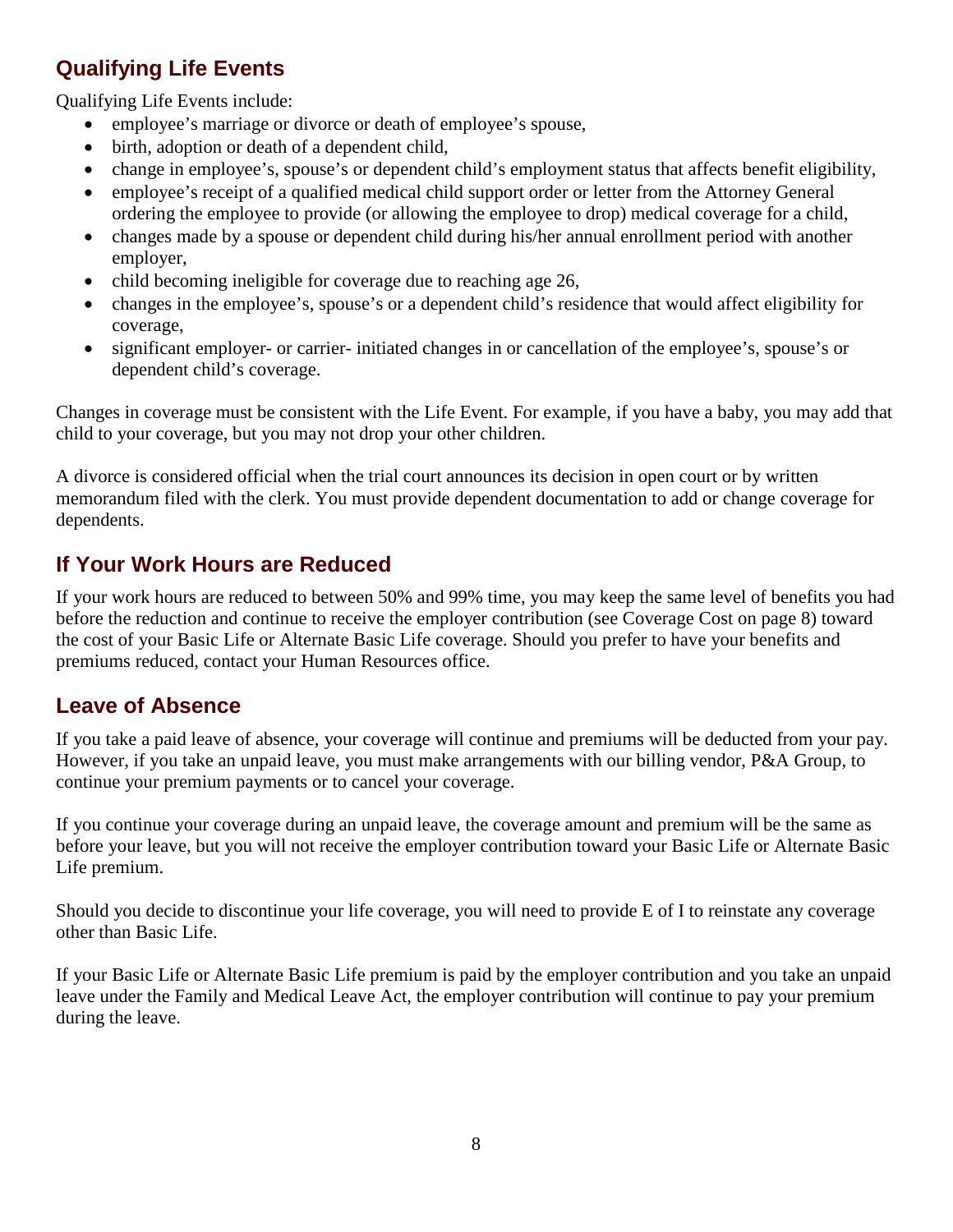## Qualifying Life Events

Qualifying Life Events include:

- employee's marriage or divorce or death of employee's spouse,
- birth, adoption or death of a dependent child,
- change in employee's, spouse's or dependent child's employment status that affects benefit eligibility,
- employee's receipt of a qualified medical child support order or letter from the Attorney General ordering the employee to provide (or allowing the employee to drop) medical coverage for a child,
- changes made by a spouse or dependent child during his/her annual enrollment period with another employer,
- child becoming ineligible for coverage due to reaching age 26,
- changes in the employee's, spouse's or a dependent child's residence that would affect eligibility for coverage,
- significant employer- or carrier- initiated changes in or cancellation of the employee's, spouse's or dependent child's coverage.

Changes in coverage must be consistent with the Life Event. For example, if you have a baby, you may add that child to your coverage, but you may not drop your other children.

A divorce is considered official when the trial court announces its decision in open court or by written memorandum filed with the clerk. You must provide dependent documentation to add or change coverage for dependents.

## If Your Work Hours are Reduced

If your work hours are reduced to between 50% and 99% time, you may keep the same level of benefits you had before the reduction and continue to receive the employer contribution (see Coverage Cost on page 8) toward the cost of your Basic Life or Alternate Basic Life coverage. Should you prefer to have your benefits and premiums reduced, contact your Human Resources office.

## Leave of Absence

If you take a paid leave of absence, your coverage will continue and premiums will be deducted from your pay. However, if you take an unpaid leave, you must make arrangements with our billing vendor, P&A Group, to continue your premium payments or to cancel your coverage.

If you continue your coverage during an unpaid leave, the coverage amount and premium will be the same as before your leave, but you will not receive the employer contribution toward your Basic Life or Alternate Basic Life premium.

Should you decide to discontinue your life coverage, you will need to provide E of I to reinstate any coverage other than Basic Life.

If your Basic Life or Alternate Basic Life premium is paid by the employer contribution and you take an unpaid leave under the Family and Medical Leave Act, the employer contribution will continue to pay your premium during the leave.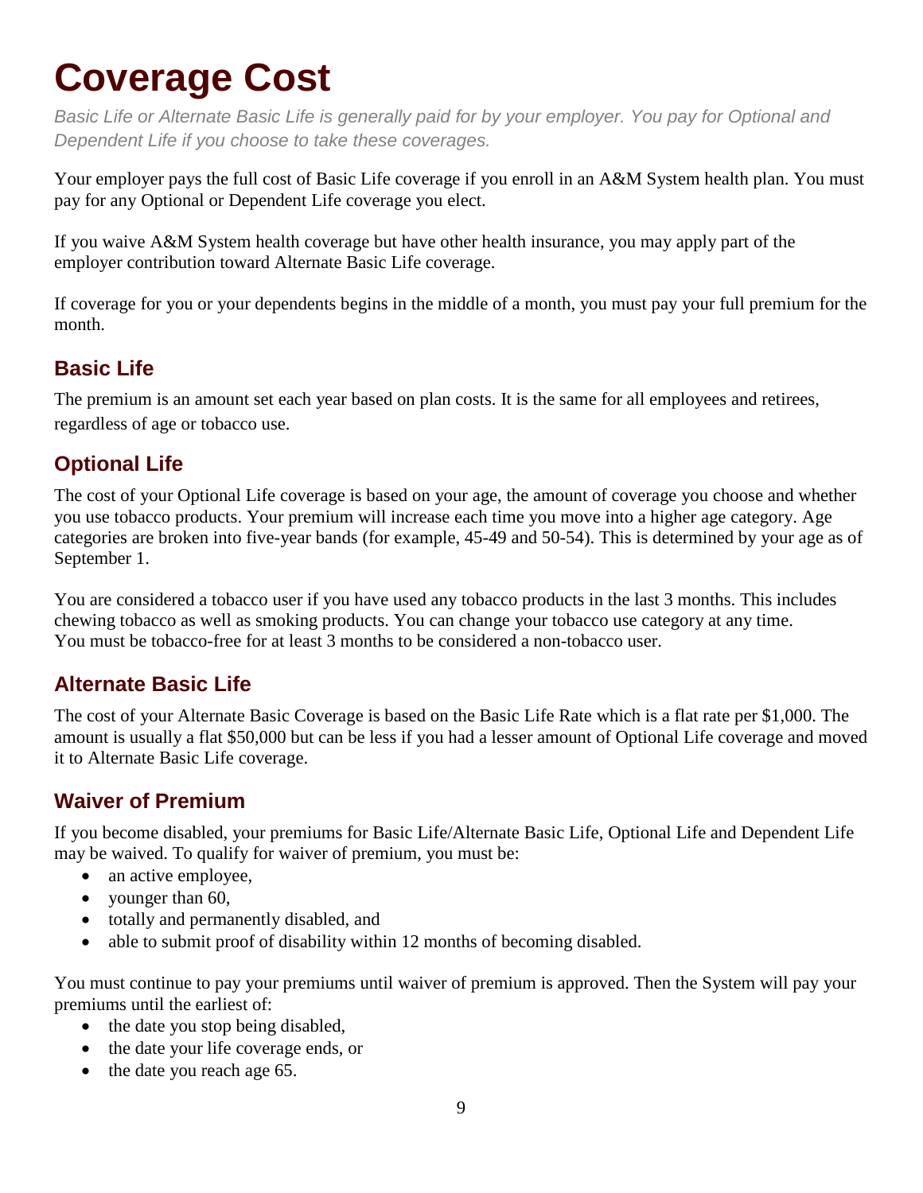# Coverage Cost

*Basic Life or Alternate Basic Life is generally paid for by your employer. You pay for Optional and Dependent Life if you choose to take these coverages.*

Your employer pays the full cost of Basic Life coverage if you enroll in an A&M System health plan. You must pay for any Optional or Dependent Life coverage you elect.

If you waive A&M System health coverage but have other health insurance, you may apply part of the employer contribution toward Alternate Basic Life coverage.

If coverage for you or your dependents begins in the middle of a month, you must pay your full premium for the month.

## Basic Life

The premium is an amount set each year based on plan costs. It is the same for all employees and retirees, regardless of age or tobacco use.

## Optional Life

The cost of your Optional Life coverage is based on your age, the amount of coverage you choose and whether you use tobacco products. Your premium will increase each time you move into a higher age category. Age categories are broken into five-year bands (for example, 45-49 and 50-54). This is determined by your age as of September 1.

You are considered a tobacco user if you have used any tobacco products in the last 3 months. This includes chewing tobacco as well as smoking products. You can change your tobacco use category at any time. You must be tobacco-free for at least 3 months to be considered a non-tobacco user.

## Alternate Basic Life

The cost of your Alternate Basic Coverage is based on the Basic Life Rate which is a flat rate per $1,000. The amount is usually a flat $50,000 but can be less if you had a lesser amount of Optional Life coverage and moved it to Alternate Basic Life coverage.

## Waiver of Premium

If you become disabled, your premiums for Basic Life/Alternate Basic Life, Optional Life and Dependent Life may be waived. To qualify for waiver of premium, you must be:

- an active employee,
- younger than 60,
- totally and permanently disabled, and
- able to submit proof of disability within 12 months of becoming disabled.

You must continue to pay your premiums until waiver of premium is approved. Then the System will pay your premiums until the earliest of:

- the date you stop being disabled,
- the date your life coverage ends, or
- the date you reach age 65.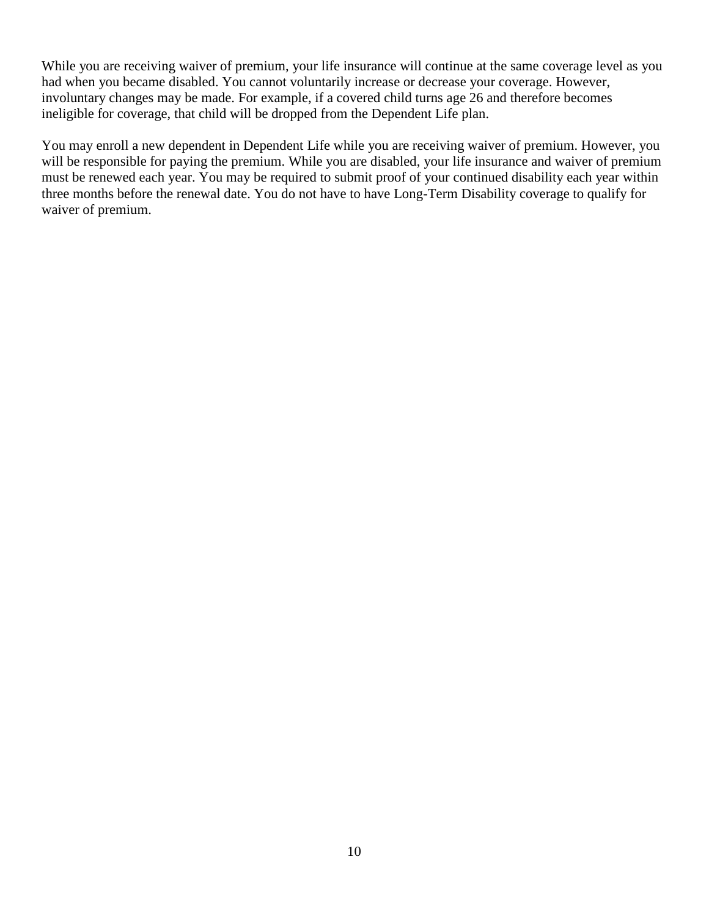While you are receiving waiver of premium, your life insurance will continue at the same coverage level as you had when you became disabled. You cannot voluntarily increase or decrease your coverage. However, involuntary changes may be made. For example, if a covered child turns age 26 and therefore becomes ineligible for coverage, that child will be dropped from the Dependent Life plan.

You may enroll a new dependent in Dependent Life while you are receiving waiver of premium. However, you will be responsible for paying the premium. While you are disabled, your life insurance and waiver of premium must be renewed each year. You may be required to submit proof of your continued disability each year within three months before the renewal date. You do not have to have Long-Term Disability coverage to qualify for waiver of premium.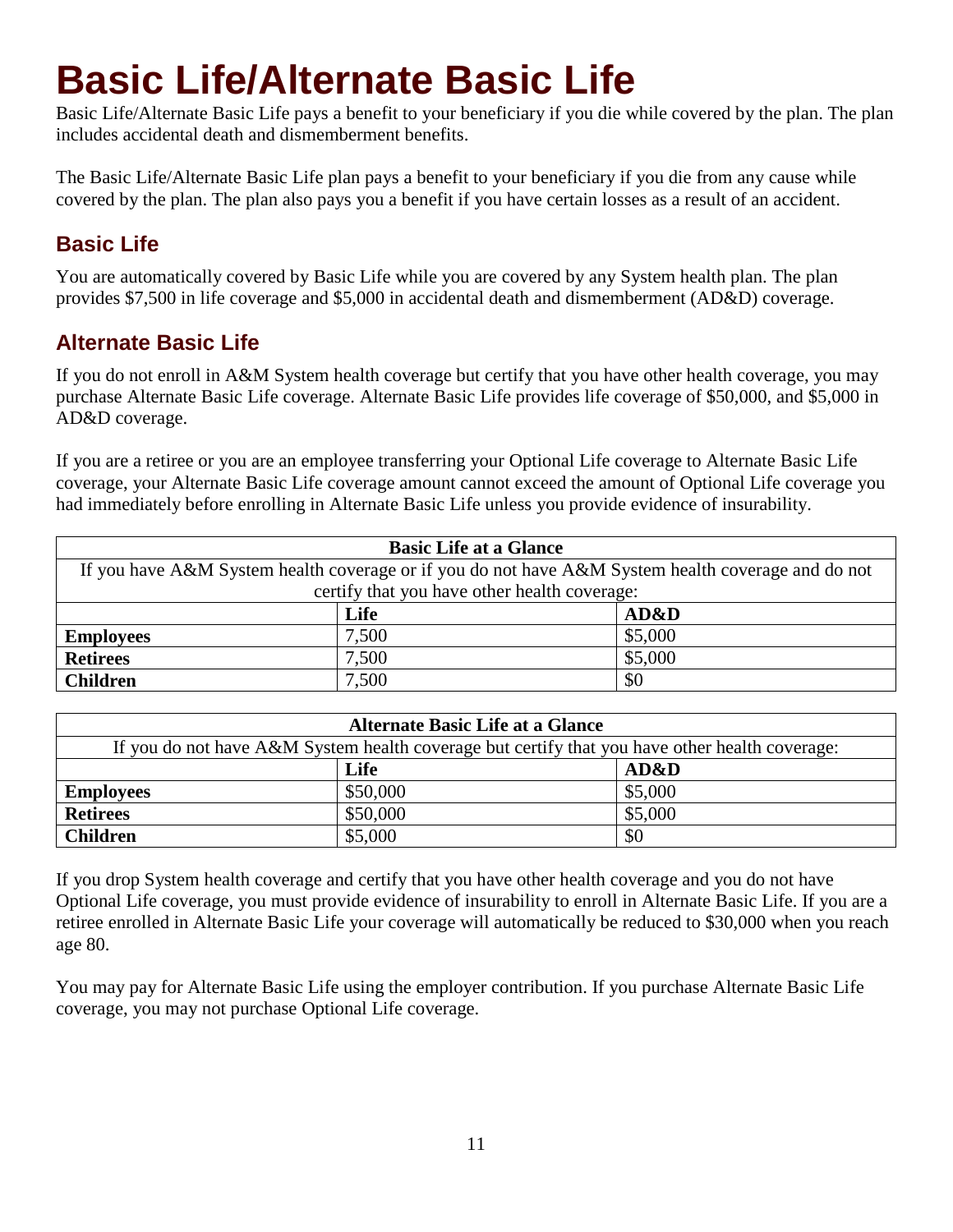# Basic Life/Alternate Basic Life

Basic Life/Alternate Basic Life pays a benefit to your beneficiary if you die while covered by the plan. The plan includes accidental death and dismemberment benefits.

The Basic Life/Alternate Basic Life plan pays a benefit to your beneficiary if you die from any cause while covered by the plan. The plan also pays you a benefit if you have certain losses as a result of an accident.

## Basic Life

You are automatically covered by Basic Life while you are covered by any System health plan. The plan provides $7,500 in life coverage and $5,000 in accidental death and dismemberment (AD&D) coverage.

## Alternate Basic Life

If you do not enroll in A&M System health coverage but certify that you have other health coverage, you may purchase Alternate Basic Life coverage. Alternate Basic Life provides life coverage of $50,000, and $5,000 in AD&D coverage.

If you are a retiree or you are an employee transferring your Optional Life coverage to Alternate Basic Life coverage, your Alternate Basic Life coverage amount cannot exceed the amount of Optional Life coverage you had immediately before enrolling in Alternate Basic Life unless you provide evidence of insurability.

| **Basic Life at a Glance** | | |
|---|---|---|
| If you have A&M System health coverage or if you do not have A&M System health coverage and do not certify that you have other health coverage: | | |
| | **Life** | **AD&D** |
| **Employees** | 7,500 | $5,000 |
| **Retirees** | 7,500 | $5,000 |
| **Children** | 7,500 | $0 |

| **Alternate Basic Life at a Glance** | | |
|---|---|---|
| If you do not have A&M System health coverage but certify that you have other health coverage: | | |
| | **Life** | **AD&D** |
| **Employees** | $50,000 | $5,000 |
| **Retirees** | $50,000 | $5,000 |
| **Children** | $5,000 | $0 |

If you drop System health coverage and certify that you have other health coverage and you do not have Optional Life coverage, you must provide evidence of insurability to enroll in Alternate Basic Life. If you are a retiree enrolled in Alternate Basic Life your coverage will automatically be reduced to $30,000 when you reach age 80.

You may pay for Alternate Basic Life using the employer contribution. If you purchase Alternate Basic Life coverage, you may not purchase Optional Life coverage.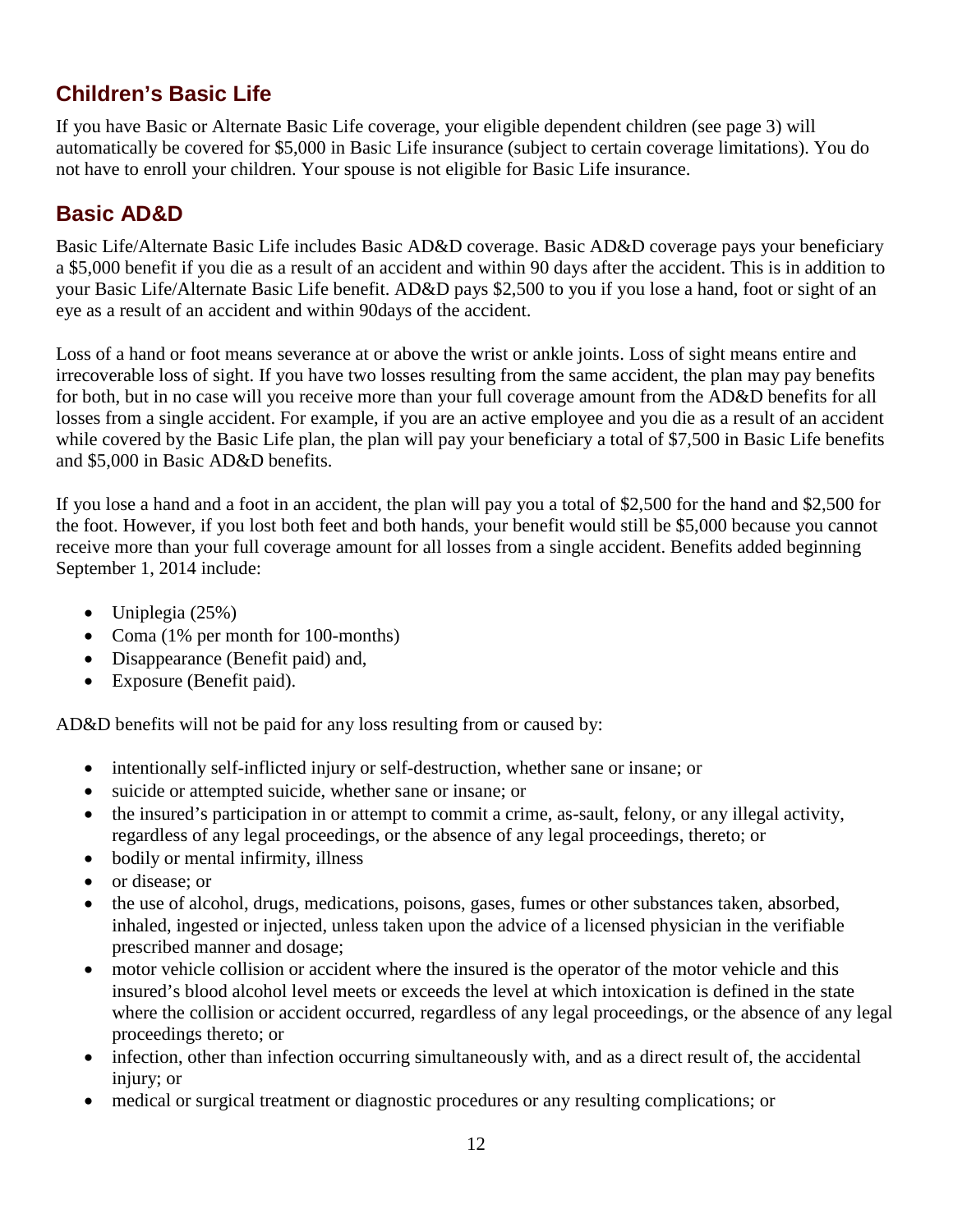## Children's Basic Life

If you have Basic or Alternate Basic Life coverage, your eligible dependent children (see page 3) will automatically be covered for $5,000 in Basic Life insurance (subject to certain coverage limitations). You do not have to enroll your children. Your spouse is not eligible for Basic Life insurance.

## Basic AD&D

Basic Life/Alternate Basic Life includes Basic AD&D coverage. Basic AD&D coverage pays your beneficiary a $5,000 benefit if you die as a result of an accident and within 90 days after the accident. This is in addition to your Basic Life/Alternate Basic Life benefit. AD&D pays $2,500 to you if you lose a hand, foot or sight of an eye as a result of an accident and within 90days of the accident.

Loss of a hand or foot means severance at or above the wrist or ankle joints. Loss of sight means entire and irrecoverable loss of sight. If you have two losses resulting from the same accident, the plan may pay benefits for both, but in no case will you receive more than your full coverage amount from the AD&D benefits for all losses from a single accident. For example, if you are an active employee and you die as a result of an accident while covered by the Basic Life plan, the plan will pay your beneficiary a total of $7,500 in Basic Life benefits and $5,000 in Basic AD&D benefits.

If you lose a hand and a foot in an accident, the plan will pay you a total of $2,500 for the hand and $2,500 for the foot. However, if you lost both feet and both hands, your benefit would still be $5,000 because you cannot receive more than your full coverage amount for all losses from a single accident. Benefits added beginning September 1, 2014 include:

- Uniplegia (25%)
- Coma (1% per month for 100-months)
- Disappearance (Benefit paid) and,
- Exposure (Benefit paid).

AD&D benefits will not be paid for any loss resulting from or caused by:

- intentionally self-inflicted injury or self-destruction, whether sane or insane; or
- suicide or attempted suicide, whether sane or insane; or
- the insured's participation in or attempt to commit a crime, as-sault, felony, or any illegal activity, regardless of any legal proceedings, or the absence of any legal proceedings, thereto; or
- bodily or mental infirmity, illness
- or disease; or
- the use of alcohol, drugs, medications, poisons, gases, fumes or other substances taken, absorbed, inhaled, ingested or injected, unless taken upon the advice of a licensed physician in the verifiable prescribed manner and dosage;
- motor vehicle collision or accident where the insured is the operator of the motor vehicle and this insured's blood alcohol level meets or exceeds the level at which intoxication is defined in the state where the collision or accident occurred, regardless of any legal proceedings, or the absence of any legal proceedings thereto; or
- infection, other than infection occurring simultaneously with, and as a direct result of, the accidental injury; or
- medical or surgical treatment or diagnostic procedures or any resulting complications; or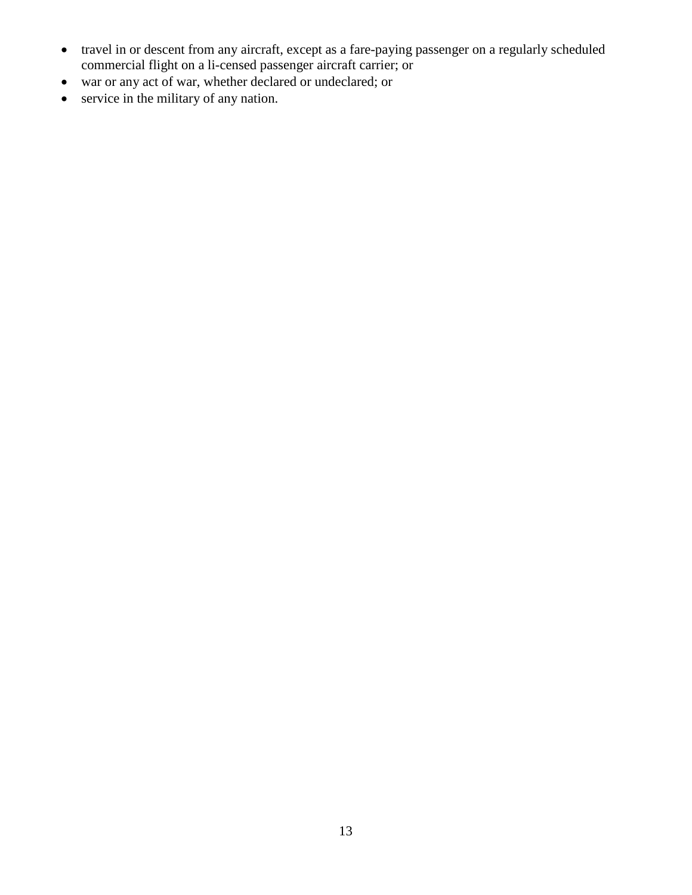- travel in or descent from any aircraft, except as a fare-paying passenger on a regularly scheduled commercial flight on a li-censed passenger aircraft carrier; or
- war or any act of war, whether declared or undeclared; or
- service in the military of any nation.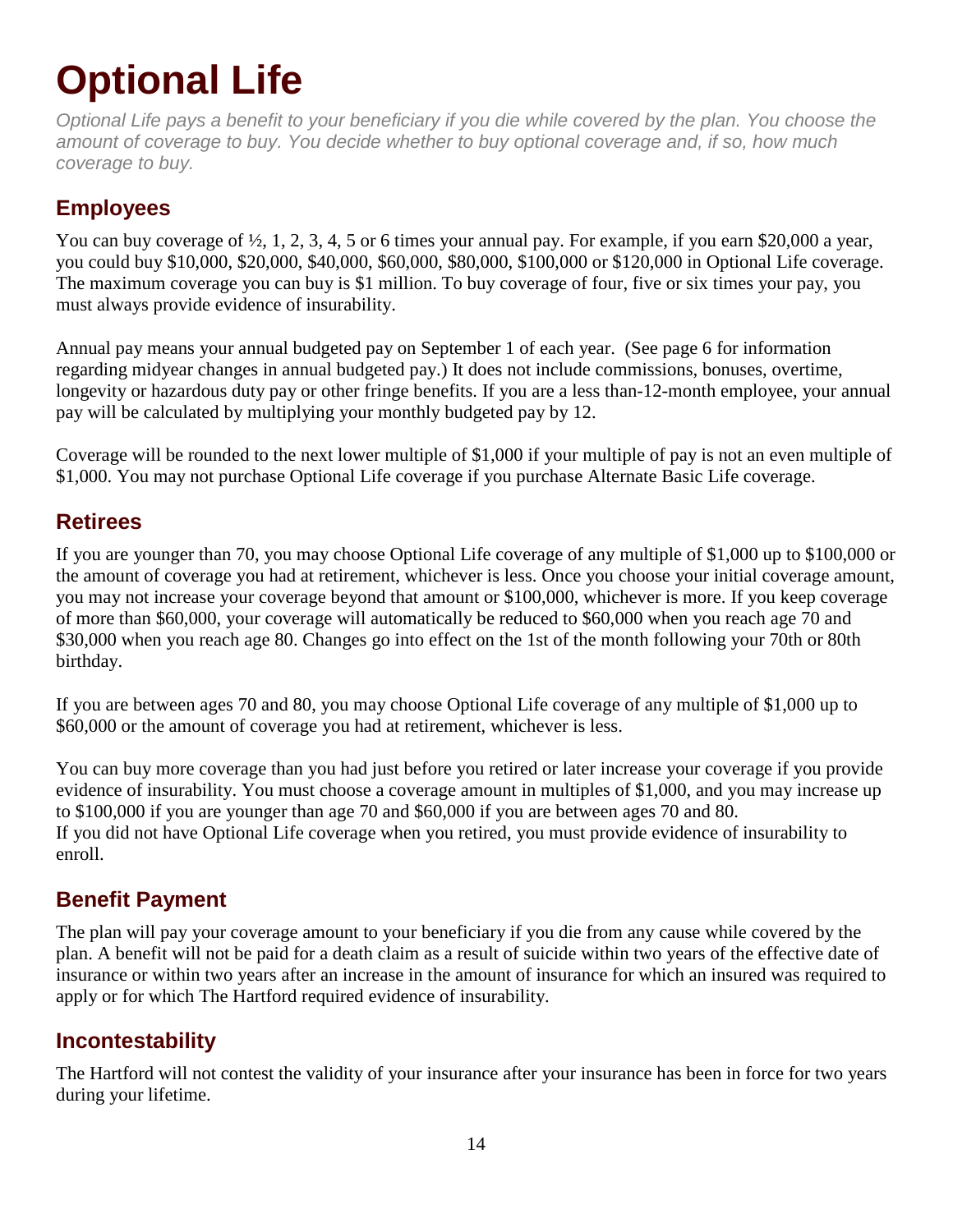# Optional Life

*Optional Life pays a benefit to your beneficiary if you die while covered by the plan. You choose the amount of coverage to buy. You decide whether to buy optional coverage and, if so, how much coverage to buy.*

## Employees

You can buy coverage of ½, 1, 2, 3, 4, 5 or 6 times your annual pay. For example, if you earn $20,000 a year, you could buy $10,000, $20,000, $40,000, $60,000, $80,000, $100,000 or $120,000 in Optional Life coverage. The maximum coverage you can buy is $1 million. To buy coverage of four, five or six times your pay, you must always provide evidence of insurability.

Annual pay means your annual budgeted pay on September 1 of each year. (See page 6 for information regarding midyear changes in annual budgeted pay.) It does not include commissions, bonuses, overtime, longevity or hazardous duty pay or other fringe benefits. If you are a less than-12-month employee, your annual pay will be calculated by multiplying your monthly budgeted pay by 12.

Coverage will be rounded to the next lower multiple of $1,000 if your multiple of pay is not an even multiple of $1,000. You may not purchase Optional Life coverage if you purchase Alternate Basic Life coverage.

## Retirees

If you are younger than 70, you may choose Optional Life coverage of any multiple of $1,000 up to $100,000 or the amount of coverage you had at retirement, whichever is less. Once you choose your initial coverage amount, you may not increase your coverage beyond that amount or $100,000, whichever is more. If you keep coverage of more than $60,000, your coverage will automatically be reduced to $60,000 when you reach age 70 and $30,000 when you reach age 80. Changes go into effect on the 1st of the month following your 70th or 80th birthday.

If you are between ages 70 and 80, you may choose Optional Life coverage of any multiple of $1,000 up to $60,000 or the amount of coverage you had at retirement, whichever is less.

You can buy more coverage than you had just before you retired or later increase your coverage if you provide evidence of insurability. You must choose a coverage amount in multiples of $1,000, and you may increase up to $100,000 if you are younger than age 70 and $60,000 if you are between ages 70 and 80.
If you did not have Optional Life coverage when you retired, you must provide evidence of insurability to enroll.

## Benefit Payment

The plan will pay your coverage amount to your beneficiary if you die from any cause while covered by the plan. A benefit will not be paid for a death claim as a result of suicide within two years of the effective date of insurance or within two years after an increase in the amount of insurance for which an insured was required to apply or for which The Hartford required evidence of insurability.

## Incontestability

The Hartford will not contest the validity of your insurance after your insurance has been in force for two years during your lifetime.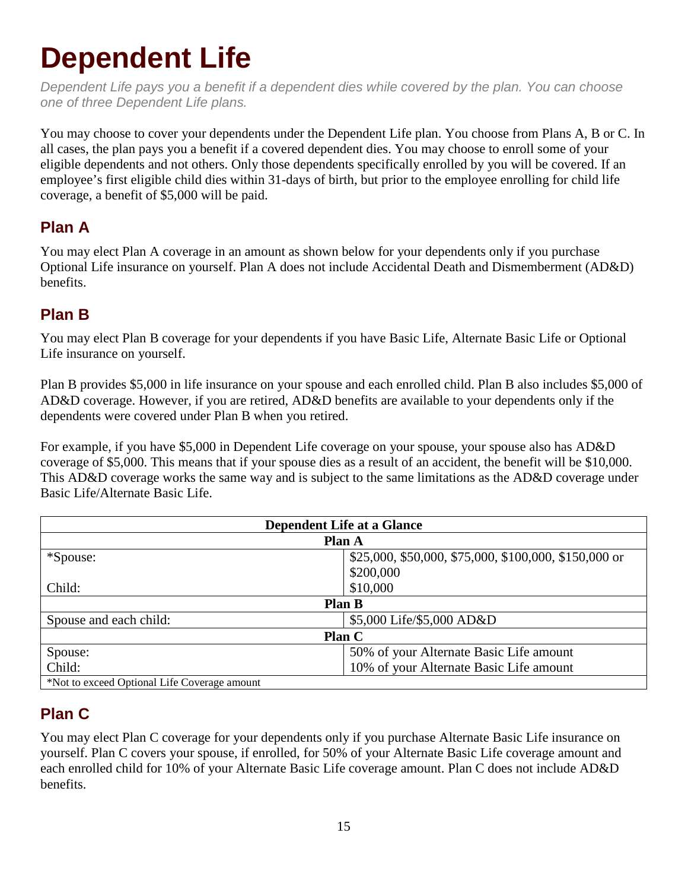# Dependent Life

*Dependent Life pays you a benefit if a dependent dies while covered by the plan. You can choose one of three Dependent Life plans.*

You may choose to cover your dependents under the Dependent Life plan. You choose from Plans A, B or C. In all cases, the plan pays you a benefit if a covered dependent dies. You may choose to enroll some of your eligible dependents and not others. Only those dependents specifically enrolled by you will be covered. If an employee's first eligible child dies within 31-days of birth, but prior to the employee enrolling for child life coverage, a benefit of $5,000 will be paid.

## Plan A

You may elect Plan A coverage in an amount as shown below for your dependents only if you purchase Optional Life insurance on yourself. Plan A does not include Accidental Death and Dismemberment (AD&D) benefits.

## Plan B

You may elect Plan B coverage for your dependents if you have Basic Life, Alternate Basic Life or Optional Life insurance on yourself.

Plan B provides $5,000 in life insurance on your spouse and each enrolled child. Plan B also includes $5,000 of AD&D coverage. However, if you are retired, AD&D benefits are available to your dependents only if the dependents were covered under Plan B when you retired.

For example, if you have $5,000 in Dependent Life coverage on your spouse, your spouse also has AD&D coverage of $5,000. This means that if your spouse dies as a result of an accident, the benefit will be $10,000. This AD&D coverage works the same way and is subject to the same limitations as the AD&D coverage under Basic Life/Alternate Basic Life.

| **Dependent Life at a Glance** | |
|---|---|
| **Plan A** | |
| *Spouse: | $25,000, $50,000, $75,000, $100,000, $150,000 or $200,000 |
| Child: | $10,000 |
| **Plan B** | |
| Spouse and each child: | $5,000 Life/$5,000 AD&D |
| **Plan C** | |
| Spouse: | 50% of your Alternate Basic Life amount |
| Child: | 10% of your Alternate Basic Life amount |
| *Not to exceed Optional Life Coverage amount | |

## Plan C

You may elect Plan C coverage for your dependents only if you purchase Alternate Basic Life insurance on yourself. Plan C covers your spouse, if enrolled, for 50% of your Alternate Basic Life coverage amount and each enrolled child for 10% of your Alternate Basic Life coverage amount. Plan C does not include AD&D benefits.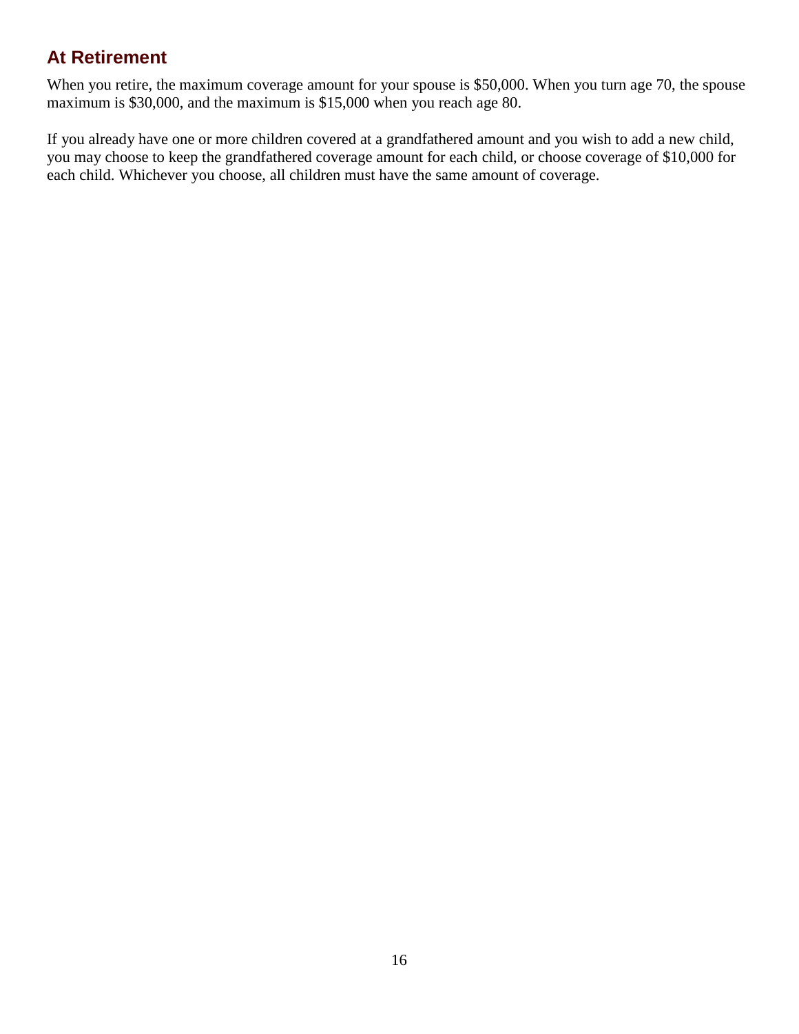## At Retirement

When you retire, the maximum coverage amount for your spouse is $50,000. When you turn age 70, the spouse maximum is $30,000, and the maximum is $15,000 when you reach age 80.

If you already have one or more children covered at a grandfathered amount and you wish to add a new child, you may choose to keep the grandfathered coverage amount for each child, or choose coverage of $10,000 for each child. Whichever you choose, all children must have the same amount of coverage.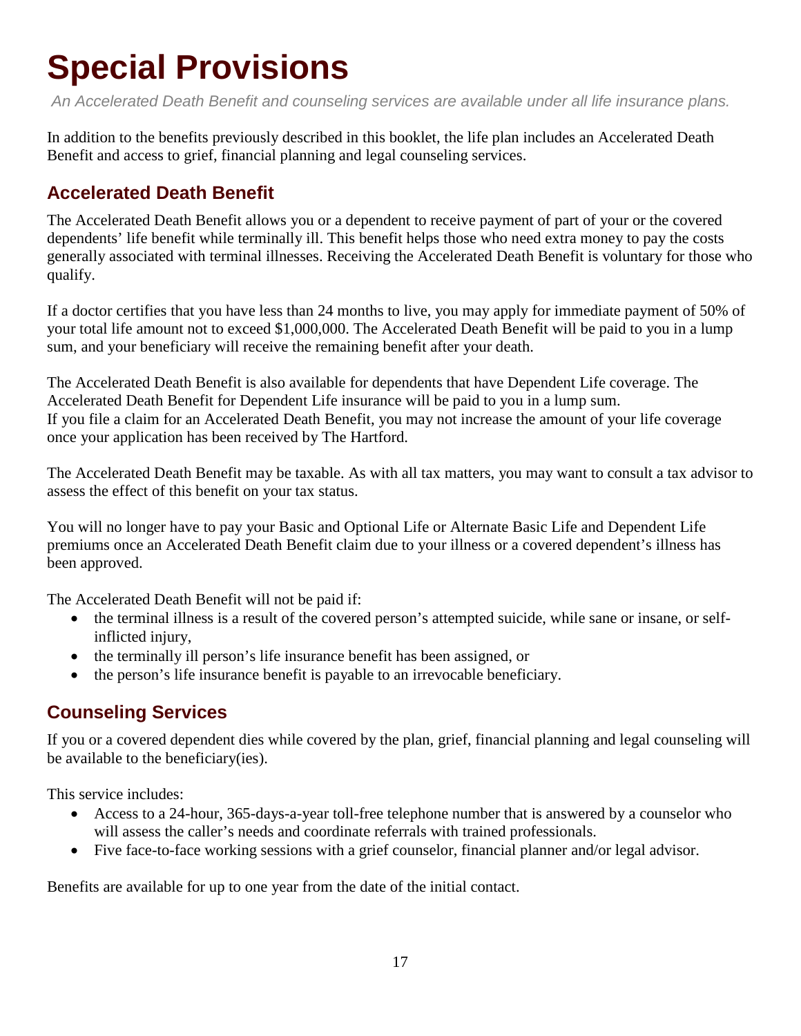# Special Provisions

*An Accelerated Death Benefit and counseling services are available under all life insurance plans.*

In addition to the benefits previously described in this booklet, the life plan includes an Accelerated Death Benefit and access to grief, financial planning and legal counseling services.

## Accelerated Death Benefit

The Accelerated Death Benefit allows you or a dependent to receive payment of part of your or the covered dependents' life benefit while terminally ill. This benefit helps those who need extra money to pay the costs generally associated with terminal illnesses. Receiving the Accelerated Death Benefit is voluntary for those who qualify.

If a doctor certifies that you have less than 24 months to live, you may apply for immediate payment of 50% of your total life amount not to exceed $1,000,000. The Accelerated Death Benefit will be paid to you in a lump sum, and your beneficiary will receive the remaining benefit after your death.

The Accelerated Death Benefit is also available for dependents that have Dependent Life coverage. The Accelerated Death Benefit for Dependent Life insurance will be paid to you in a lump sum.
If you file a claim for an Accelerated Death Benefit, you may not increase the amount of your life coverage once your application has been received by The Hartford.

The Accelerated Death Benefit may be taxable. As with all tax matters, you may want to consult a tax advisor to assess the effect of this benefit on your tax status.

You will no longer have to pay your Basic and Optional Life or Alternate Basic Life and Dependent Life premiums once an Accelerated Death Benefit claim due to your illness or a covered dependent's illness has been approved.

The Accelerated Death Benefit will not be paid if:

- the terminal illness is a result of the covered person's attempted suicide, while sane or insane, or self-inflicted injury,
- the terminally ill person's life insurance benefit has been assigned, or
- the person's life insurance benefit is payable to an irrevocable beneficiary.

## Counseling Services

If you or a covered dependent dies while covered by the plan, grief, financial planning and legal counseling will be available to the beneficiary(ies).

This service includes:

- Access to a 24-hour, 365-days-a-year toll-free telephone number that is answered by a counselor who will assess the caller's needs and coordinate referrals with trained professionals.
- Five face-to-face working sessions with a grief counselor, financial planner and/or legal advisor.

Benefits are available for up to one year from the date of the initial contact.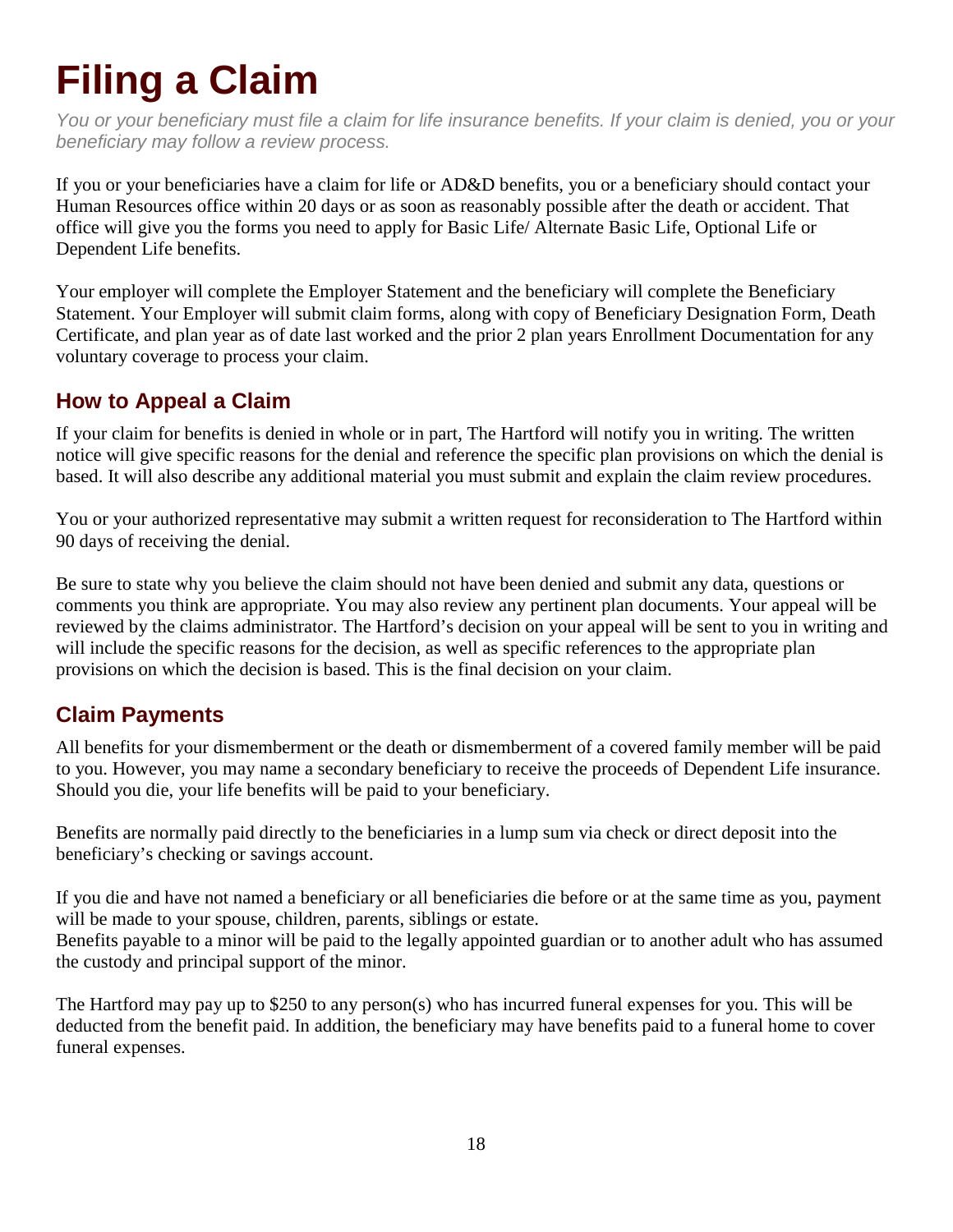# Filing a Claim

*You or your beneficiary must file a claim for life insurance benefits. If your claim is denied, you or your beneficiary may follow a review process.*

If you or your beneficiaries have a claim for life or AD&D benefits, you or a beneficiary should contact your Human Resources office within 20 days or as soon as reasonably possible after the death or accident. That office will give you the forms you need to apply for Basic Life/ Alternate Basic Life, Optional Life or Dependent Life benefits.

Your employer will complete the Employer Statement and the beneficiary will complete the Beneficiary Statement. Your Employer will submit claim forms, along with copy of Beneficiary Designation Form, Death Certificate, and plan year as of date last worked and the prior 2 plan years Enrollment Documentation for any voluntary coverage to process your claim.

## How to Appeal a Claim

If your claim for benefits is denied in whole or in part, The Hartford will notify you in writing. The written notice will give specific reasons for the denial and reference the specific plan provisions on which the denial is based. It will also describe any additional material you must submit and explain the claim review procedures.

You or your authorized representative may submit a written request for reconsideration to The Hartford within 90 days of receiving the denial.

Be sure to state why you believe the claim should not have been denied and submit any data, questions or comments you think are appropriate. You may also review any pertinent plan documents. Your appeal will be reviewed by the claims administrator. The Hartford's decision on your appeal will be sent to you in writing and will include the specific reasons for the decision, as well as specific references to the appropriate plan provisions on which the decision is based. This is the final decision on your claim.

## Claim Payments

All benefits for your dismemberment or the death or dismemberment of a covered family member will be paid to you. However, you may name a secondary beneficiary to receive the proceeds of Dependent Life insurance. Should you die, your life benefits will be paid to your beneficiary.

Benefits are normally paid directly to the beneficiaries in a lump sum via check or direct deposit into the beneficiary's checking or savings account.

If you die and have not named a beneficiary or all beneficiaries die before or at the same time as you, payment will be made to your spouse, children, parents, siblings or estate.
Benefits payable to a minor will be paid to the legally appointed guardian or to another adult who has assumed the custody and principal support of the minor.

The Hartford may pay up to $250 to any person(s) who has incurred funeral expenses for you. This will be deducted from the benefit paid. In addition, the beneficiary may have benefits paid to a funeral home to cover funeral expenses.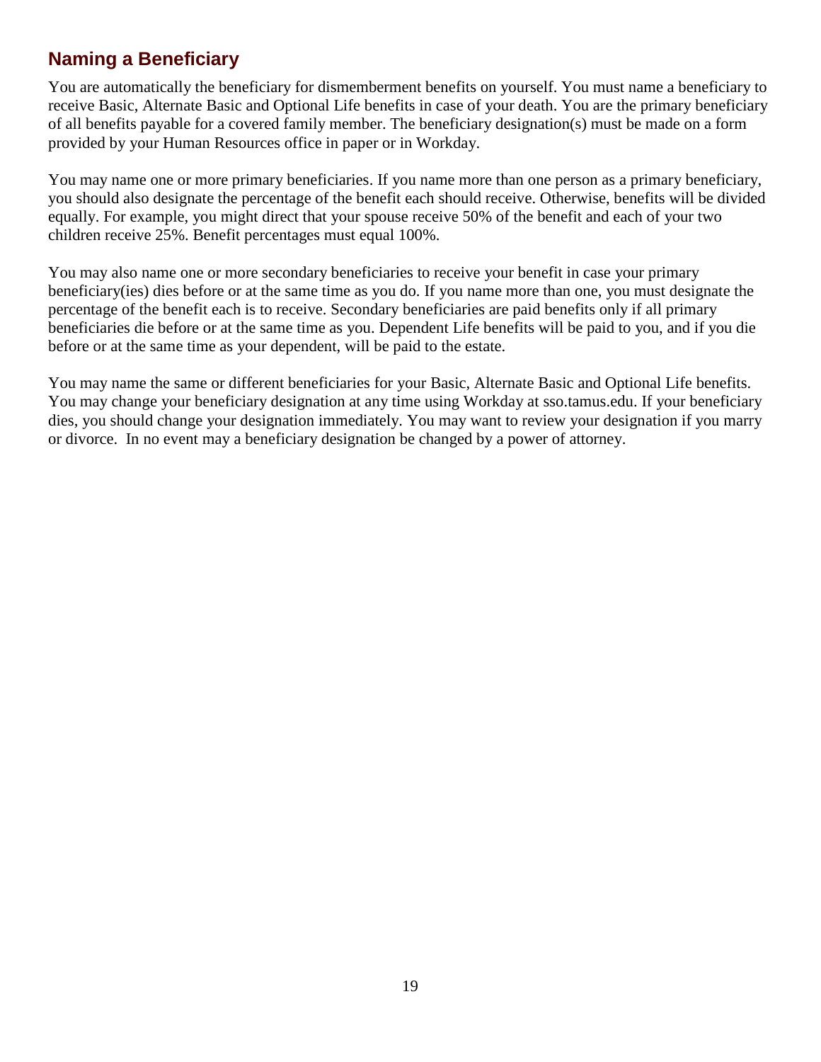## Naming a Beneficiary

You are automatically the beneficiary for dismemberment benefits on yourself. You must name a beneficiary to receive Basic, Alternate Basic and Optional Life benefits in case of your death. You are the primary beneficiary of all benefits payable for a covered family member. The beneficiary designation(s) must be made on a form provided by your Human Resources office in paper or in Workday.

You may name one or more primary beneficiaries. If you name more than one person as a primary beneficiary, you should also designate the percentage of the benefit each should receive. Otherwise, benefits will be divided equally. For example, you might direct that your spouse receive 50% of the benefit and each of your two children receive 25%. Benefit percentages must equal 100%.

You may also name one or more secondary beneficiaries to receive your benefit in case your primary beneficiary(ies) dies before or at the same time as you do. If you name more than one, you must designate the percentage of the benefit each is to receive. Secondary beneficiaries are paid benefits only if all primary beneficiaries die before or at the same time as you. Dependent Life benefits will be paid to you, and if you die before or at the same time as your dependent, will be paid to the estate.

You may name the same or different beneficiaries for your Basic, Alternate Basic and Optional Life benefits. You may change your beneficiary designation at any time using Workday at sso.tamus.edu. If your beneficiary dies, you should change your designation immediately. You may want to review your designation if you marry or divorce. In no event may a beneficiary designation be changed by a power of attorney.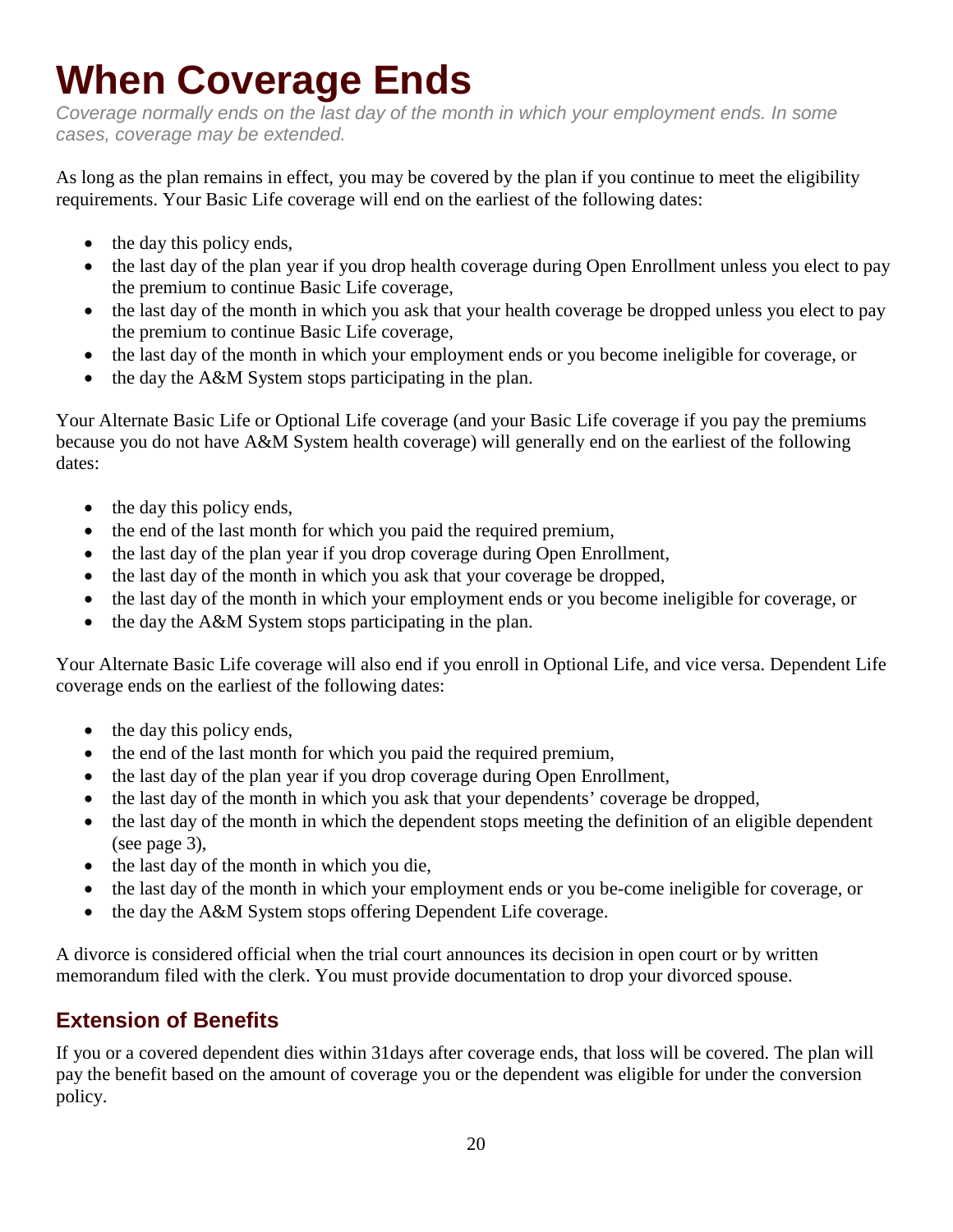# When Coverage Ends

*Coverage normally ends on the last day of the month in which your employment ends. In some cases, coverage may be extended.*

As long as the plan remains in effect, you may be covered by the plan if you continue to meet the eligibility requirements. Your Basic Life coverage will end on the earliest of the following dates:

- the day this policy ends,
- the last day of the plan year if you drop health coverage during Open Enrollment unless you elect to pay the premium to continue Basic Life coverage,
- the last day of the month in which you ask that your health coverage be dropped unless you elect to pay the premium to continue Basic Life coverage,
- the last day of the month in which your employment ends or you become ineligible for coverage, or
- the day the A&M System stops participating in the plan.

Your Alternate Basic Life or Optional Life coverage (and your Basic Life coverage if you pay the premiums because you do not have A&M System health coverage) will generally end on the earliest of the following dates:

- the day this policy ends,
- the end of the last month for which you paid the required premium,
- the last day of the plan year if you drop coverage during Open Enrollment,
- the last day of the month in which you ask that your coverage be dropped,
- the last day of the month in which your employment ends or you become ineligible for coverage, or
- the day the A&M System stops participating in the plan.

Your Alternate Basic Life coverage will also end if you enroll in Optional Life, and vice versa. Dependent Life coverage ends on the earliest of the following dates:

- the day this policy ends,
- the end of the last month for which you paid the required premium,
- the last day of the plan year if you drop coverage during Open Enrollment,
- the last day of the month in which you ask that your dependents' coverage be dropped,
- the last day of the month in which the dependent stops meeting the definition of an eligible dependent (see page 3),
- the last day of the month in which you die,
- the last day of the month in which your employment ends or you be-come ineligible for coverage, or
- the day the A&M System stops offering Dependent Life coverage.

A divorce is considered official when the trial court announces its decision in open court or by written memorandum filed with the clerk. You must provide documentation to drop your divorced spouse.

## Extension of Benefits

If you or a covered dependent dies within 31days after coverage ends, that loss will be covered. The plan will pay the benefit based on the amount of coverage you or the dependent was eligible for under the conversion policy.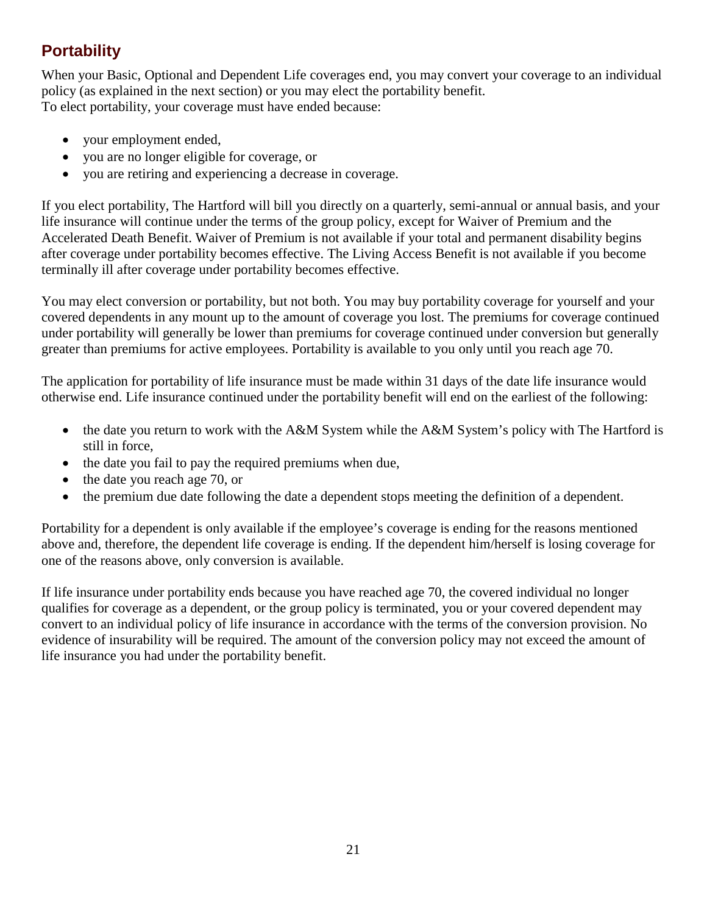## Portability

When your Basic, Optional and Dependent Life coverages end, you may convert your coverage to an individual policy (as explained in the next section) or you may elect the portability benefit.
To elect portability, your coverage must have ended because:

- your employment ended,
- you are no longer eligible for coverage, or
- you are retiring and experiencing a decrease in coverage.

If you elect portability, The Hartford will bill you directly on a quarterly, semi-annual or annual basis, and your life insurance will continue under the terms of the group policy, except for Waiver of Premium and the Accelerated Death Benefit. Waiver of Premium is not available if your total and permanent disability begins after coverage under portability becomes effective. The Living Access Benefit is not available if you become terminally ill after coverage under portability becomes effective.

You may elect conversion or portability, but not both. You may buy portability coverage for yourself and your covered dependents in any mount up to the amount of coverage you lost. The premiums for coverage continued under portability will generally be lower than premiums for coverage continued under conversion but generally greater than premiums for active employees. Portability is available to you only until you reach age 70.

The application for portability of life insurance must be made within 31 days of the date life insurance would otherwise end. Life insurance continued under the portability benefit will end on the earliest of the following:

- the date you return to work with the A&M System while the A&M System's policy with The Hartford is still in force,
- the date you fail to pay the required premiums when due,
- the date you reach age 70, or
- the premium due date following the date a dependent stops meeting the definition of a dependent.

Portability for a dependent is only available if the employee's coverage is ending for the reasons mentioned above and, therefore, the dependent life coverage is ending. If the dependent him/herself is losing coverage for one of the reasons above, only conversion is available.

If life insurance under portability ends because you have reached age 70, the covered individual no longer qualifies for coverage as a dependent, or the group policy is terminated, you or your covered dependent may convert to an individual policy of life insurance in accordance with the terms of the conversion provision. No evidence of insurability will be required. The amount of the conversion policy may not exceed the amount of life insurance you had under the portability benefit.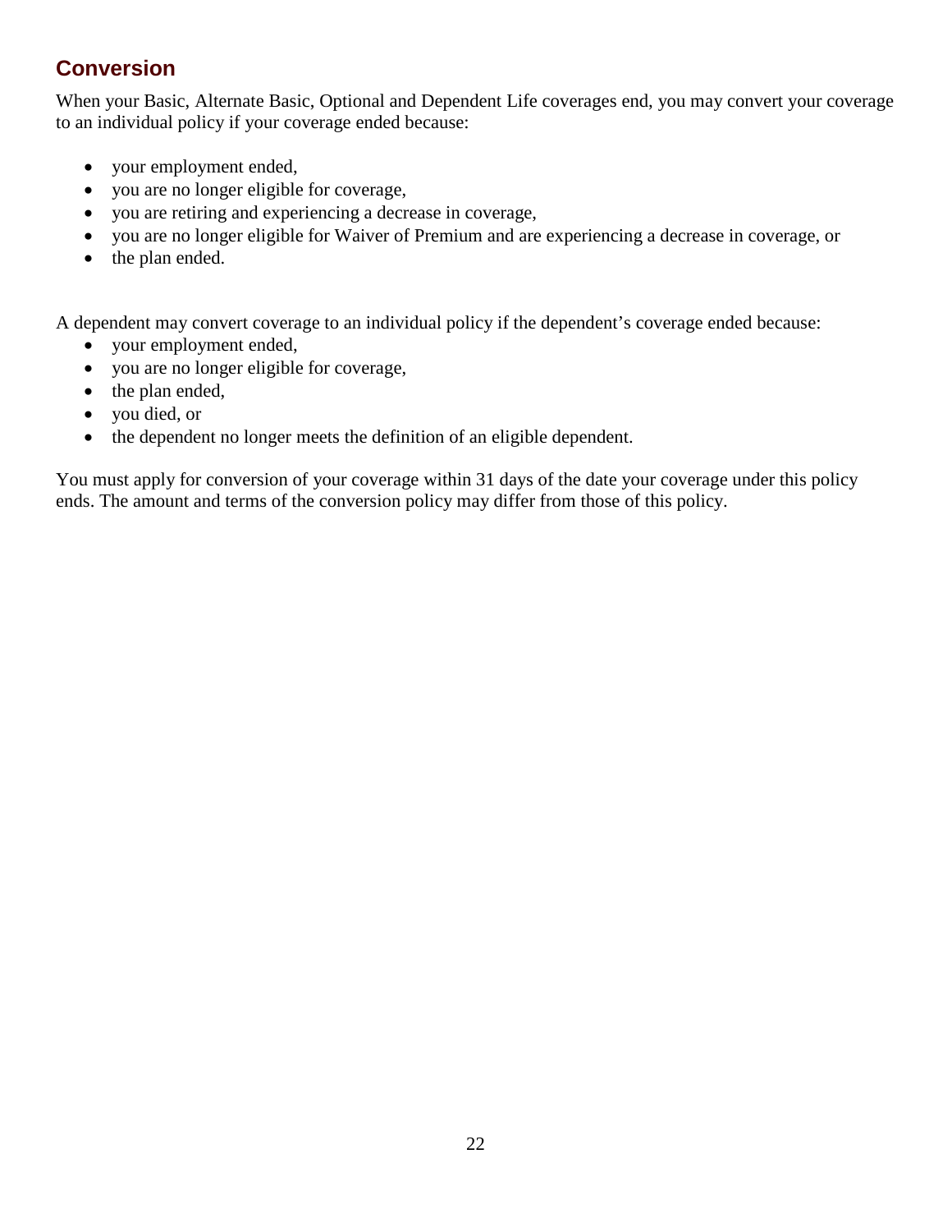## Conversion

When your Basic, Alternate Basic, Optional and Dependent Life coverages end, you may convert your coverage to an individual policy if your coverage ended because:

- your employment ended,
- you are no longer eligible for coverage,
- you are retiring and experiencing a decrease in coverage,
- you are no longer eligible for Waiver of Premium and are experiencing a decrease in coverage, or
- the plan ended.

A dependent may convert coverage to an individual policy if the dependent's coverage ended because:

- your employment ended,
- you are no longer eligible for coverage,
- the plan ended,
- you died, or
- the dependent no longer meets the definition of an eligible dependent.

You must apply for conversion of your coverage within 31 days of the date your coverage under this policy ends. The amount and terms of the conversion policy may differ from those of this policy.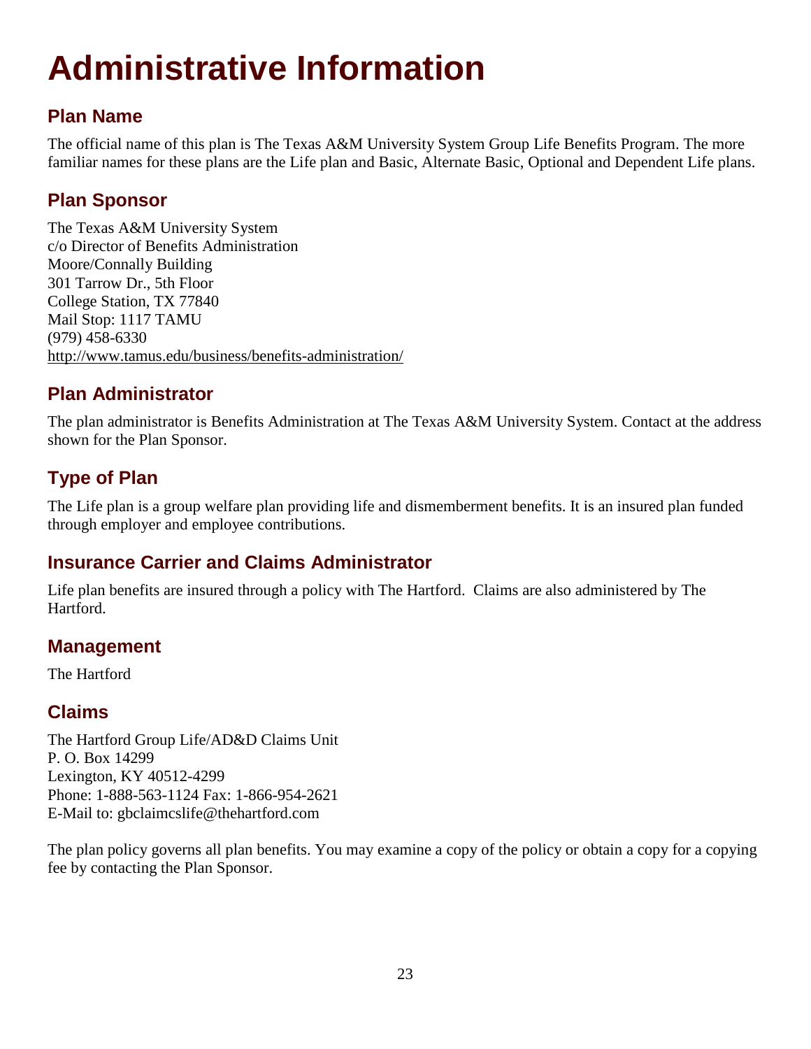# Administrative Information

## Plan Name

The official name of this plan is The Texas A&M University System Group Life Benefits Program. The more familiar names for these plans are the Life plan and Basic, Alternate Basic, Optional and Dependent Life plans.

## Plan Sponsor

The Texas A&M University System  
c/o Director of Benefits Administration  
Moore/Connally Building  
301 Tarrow Dr., 5th Floor  
College Station, TX 77840  
Mail Stop: 1117 TAMU  
(979) 458-6330  
http://www.tamus.edu/business/benefits-administration/

## Plan Administrator

The plan administrator is Benefits Administration at The Texas A&M University System. Contact at the address shown for the Plan Sponsor.

## Type of Plan

The Life plan is a group welfare plan providing life and dismemberment benefits. It is an insured plan funded through employer and employee contributions.

## Insurance Carrier and Claims Administrator

Life plan benefits are insured through a policy with The Hartford. Claims are also administered by The Hartford.

## Management

The Hartford

## Claims

The Hartford Group Life/AD&D Claims Unit  
P. O. Box 14299  
Lexington, KY 40512-4299  
Phone: 1-888-563-1124 Fax: 1-866-954-2621  
E-Mail to: gbclaimcslife@thehartford.com

The plan policy governs all plan benefits. You may examine a copy of the policy or obtain a copy for a copying fee by contacting the Plan Sponsor.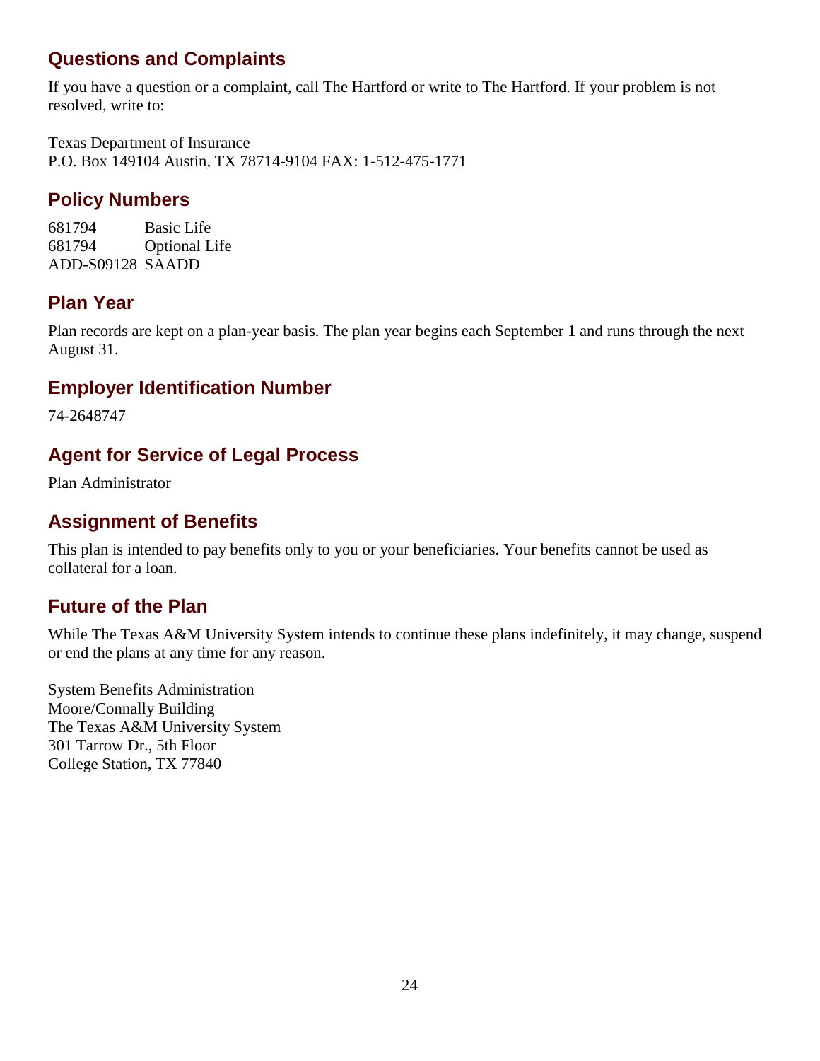## Questions and Complaints

If you have a question or a complaint, call The Hartford or write to The Hartford. If your problem is not resolved, write to:

Texas Department of Insurance
P.O. Box 149104 Austin, TX 78714-9104 FAX: 1-512-475-1771

## Policy Numbers

| | |
|---|---|
| 681794 | Basic Life |
| 681794 | Optional Life |
| ADD-S09128 | SAADD |

## Plan Year

Plan records are kept on a plan-year basis. The plan year begins each September 1 and runs through the next August 31.

## Employer Identification Number

74-2648747

## Agent for Service of Legal Process

Plan Administrator

## Assignment of Benefits

This plan is intended to pay benefits only to you or your beneficiaries. Your benefits cannot be used as collateral for a loan.

## Future of the Plan

While The Texas A&M University System intends to continue these plans indefinitely, it may change, suspend or end the plans at any time for any reason.

System Benefits Administration
Moore/Connally Building
The Texas A&M University System
301 Tarrow Dr., 5th Floor
College Station, TX 77840